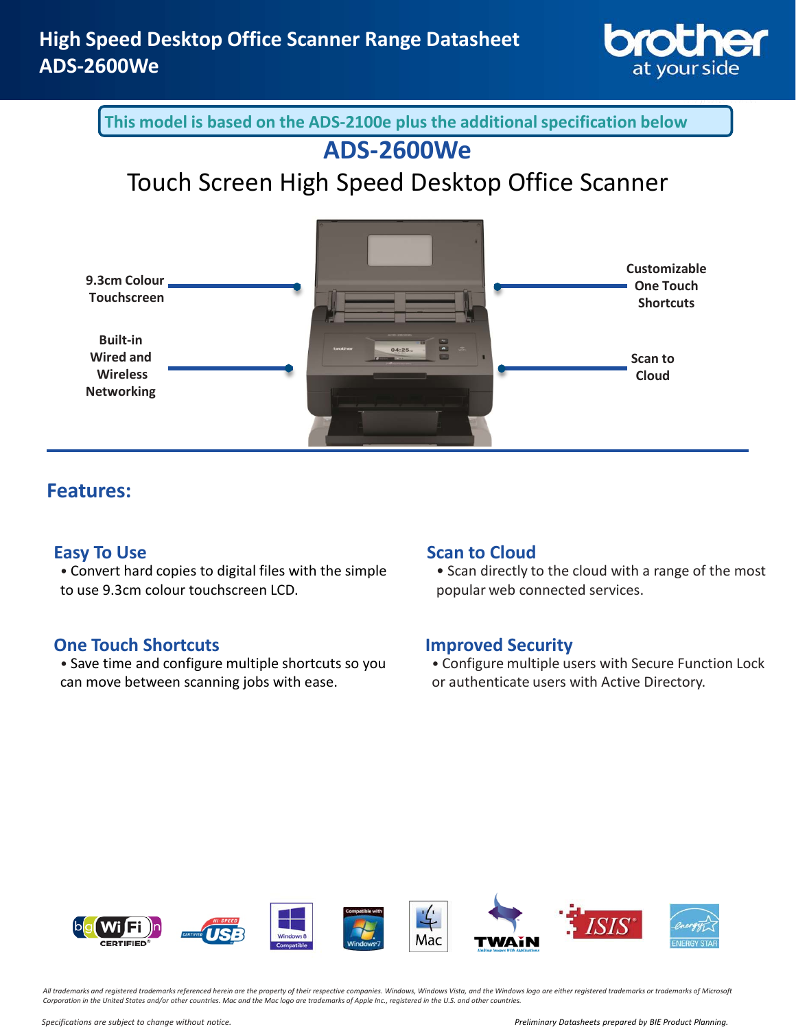# High Speed Desktop Office Scanner Range Datasheet
# ADS-2600We

**This model is based on the ADS-2100e plus the additional specification below**

## ADS-2600We

## Touch Screen High Speed Desktop Office Scanner

- 9.3cm Colour Touchscreen
- Built-in Wired and Wireless Networking
- Customizable One Touch Shortcuts
- Scan to Cloud

## Features:

### Easy To Use
- Convert hard copies to digital files with the simple to use 9.3cm colour touchscreen LCD.

### Scan to Cloud
- Scan directly to the cloud with a range of the most popular web connected services.

### One Touch Shortcuts
- Save time and configure multiple shortcuts so you can move between scanning jobs with ease.

### Improved Security
- Configure multiple users with Secure Function Lock or authenticate users with Active Directory.

*All trademarks and registered trademarks referenced herein are the property of their respective companies. Windows, Windows Vista, and the Windows logo are either registered trademarks or trademarks of Microsoft Corporation in the United States and/or other countries. Mac and the Mac logo are trademarks of Apple Inc., registered in the U.S. and other countries.*

*Specifications are subject to change without notice.*

*Preliminary Datasheets prepared by BIE Product Planning.*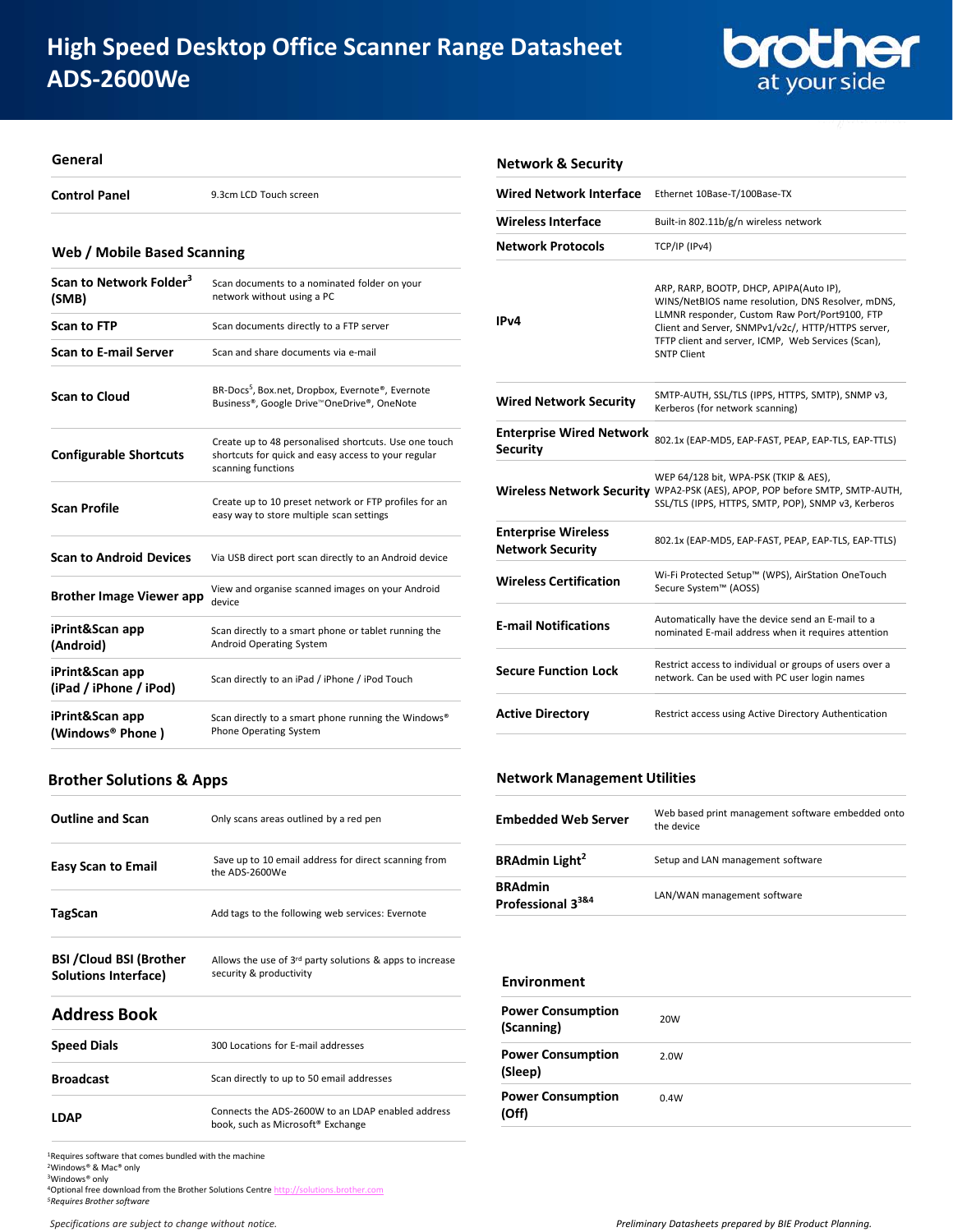# High Speed Desktop Office Scanner Range Datasheet ADS-2600We

## General

| | |
|---|---|
| **Control Panel** | 9.3cm LCD Touch screen |

## Web / Mobile Based Scanning

| | |
|---|---|
| **Scan to Network Folder[3] (SMB)** | Scan documents to a nominated folder on your network without using a PC |
| **Scan to FTP** | Scan documents directly to a FTP server |
| **Scan to E-mail Server** | Scan and share documents via e-mail |
| **Scan to Cloud** | BR-Docs[5], Box.net, Dropbox, Evernote®, Evernote Business®, Google Drive™OneDrive®, OneNote |
| **Configurable Shortcuts** | Create up to 48 personalised shortcuts. Use one touch shortcuts for quick and easy access to your regular scanning functions |
| **Scan Profile** | Create up to 10 preset network or FTP profiles for an easy way to store multiple scan settings |
| **Scan to Android Devices** | Via USB direct port scan directly to an Android device |
| **Brother Image Viewer app** | View and organise scanned images on your Android device |
| **iPrint&Scan app (Android)** | Scan directly to a smart phone or tablet running the Android Operating System |
| **iPrint&Scan app (iPad / iPhone / iPod)** | Scan directly to an iPad / iPhone / iPod Touch |
| **iPrint&Scan app (Windows® Phone )** | Scan directly to a smart phone running the Windows® Phone Operating System |

## Brother Solutions & Apps

| | |
|---|---|
| **Outline and Scan** | Only scans areas outlined by a red pen |
| **Easy Scan to Email** | Save up to 10 email address for direct scanning from the ADS-2600We |
| **TagScan** | Add tags to the following web services: Evernote |
| **BSI /Cloud BSI (Brother Solutions Interface)** | Allows the use of 3rd party solutions & apps to increase security & productivity |

## Address Book

| | |
|---|---|
| **Speed Dials** | 300 Locations for E-mail addresses |
| **Broadcast** | Scan directly to up to 50 email addresses |
| **LDAP** | Connects the ADS-2600W to an LDAP enabled address book, such as Microsoft® Exchange |

## Network & Security

| | |
|---|---|
| **Wired Network Interface** | Ethernet 10Base-T/100Base-TX |
| **Wireless Interface** | Built-in 802.11b/g/n wireless network |
| **Network Protocols** | TCP/IP (IPv4) |
| **IPv4** | ARP, RARP, BOOTP, DHCP, APIPA(Auto IP), WINS/NetBIOS name resolution, DNS Resolver, mDNS, LLMNR responder, Custom Raw Port/Port9100, FTP Client and Server, SNMPv1/v2c/, HTTP/HTTPS server, TFTP client and server, ICMP, Web Services (Scan), SNTP Client |
| **Wired Network Security** | SMTP-AUTH, SSL/TLS (IPPS, HTTPS, SMTP), SNMP v3, Kerberos (for network scanning) |
| **Enterprise Wired Network Security** | 802.1x (EAP-MD5, EAP-FAST, PEAP, EAP-TLS, EAP-TTLS) |
| **Wireless Network Security** | WEP 64/128 bit, WPA-PSK (TKIP & AES), WPA2-PSK (AES), APOP, POP before SMTP, SMTP-AUTH, SSL/TLS (IPPS, HTTPS, SMTP, POP), SNMP v3, Kerberos |
| **Enterprise Wireless Network Security** | 802.1x (EAP-MD5, EAP-FAST, PEAP, EAP-TLS, EAP-TTLS) |
| **Wireless Certification** | Wi-Fi Protected Setup™ (WPS), AirStation OneTouch Secure System™ (AOSS) |
| **E-mail Notifications** | Automatically have the device send an E-mail to a nominated E-mail address when it requires attention |
| **Secure Function Lock** | Restrict access to individual or groups of users over a network. Can be used with PC user login names |
| **Active Directory** | Restrict access using Active Directory Authentication |

## Network Management Utilities

| | |
|---|---|
| **Embedded Web Server** | Web based print management software embedded onto the device |
| **BRAdmin Light[2]** | Setup and LAN management software |
| **BRAdmin Professional 3[3&4]** | LAN/WAN management software |

## Environment

| | |
|---|---|
| **Power Consumption (Scanning)** | 20W |
| **Power Consumption (Sleep)** | 2.0W |
| **Power Consumption (Off)** | 0.4W |

[1]Requires software that comes bundled with the machine
[2]Windows® & Mac® only
[3]Windows® only
[4]Optional free download from the Brother Solutions Centre http://solutions.brother.com
[5]*Requires Brother software*

*Specifications are subject to change without notice.*

*Preliminary Datasheets prepared by BIE Product Planning.*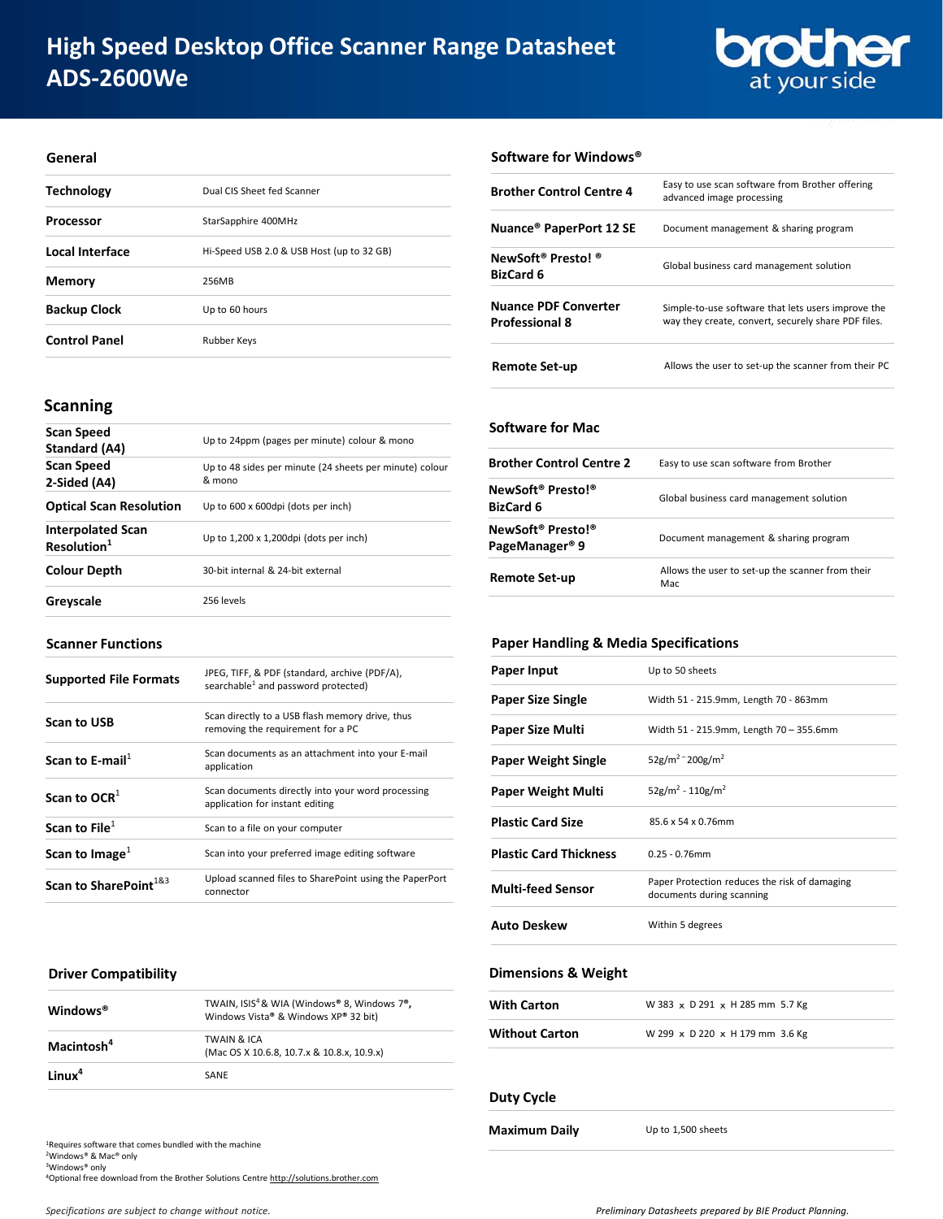# High Speed Desktop Office Scanner Range Datasheet ADS-2600We

## General

| | |
|---|---|
| **Technology** | Dual CIS Sheet fed Scanner |
| **Processor** | StarSapphire 400MHz |
| **Local Interface** | Hi-Speed USB 2.0 & USB Host (up to 32 GB) |
| **Memory** | 256MB |
| **Backup Clock** | Up to 60 hours |
| **Control Panel** | Rubber Keys |

## Scanning

| | |
|---|---|
| **Scan Speed Standard (A4)** | Up to 24ppm (pages per minute) colour & mono |
| **Scan Speed 2-Sided (A4)** | Up to 48 sides per minute (24 sheets per minute) colour & mono |
| **Optical Scan Resolution** | Up to 600 x 600dpi (dots per inch) |
| **Interpolated Scan Resolution[1]** | Up to 1,200 x 1,200dpi (dots per inch) |
| **Colour Depth** | 30-bit internal & 24-bit external |
| **Greyscale** | 256 levels |

## Scanner Functions

| | |
|---|---|
| **Supported File Formats** | JPEG, TIFF, & PDF (standard, archive (PDF/A), searchable[1] and password protected) |
| **Scan to USB** | Scan directly to a USB flash memory drive, thus removing the requirement for a PC |
| **Scan to E-mail[1]** | Scan documents as an attachment into your E-mail application |
| **Scan to OCR[1]** | Scan documents directly into your word processing application for instant editing |
| **Scan to File[1]** | Scan to a file on your computer |
| **Scan to Image[1]** | Scan into your preferred image editing software |
| **Scan to SharePoint[1&3]** | Upload scanned files to SharePoint using the PaperPort connector |

## Driver Compatibility

| | |
|---|---|
| **Windows®** | TWAIN, ISIS[4] & WIA (Windows® 8, Windows 7®, Windows Vista® & Windows XP® 32 bit) |
| **Macintosh[4]** | TWAIN & ICA (Mac OS X 10.6.8, 10.7.x & 10.8.x, 10.9.x) |
| **Linux[4]** | SANE |

[1]Requires software that comes bundled with the machine
[2]Windows® & Mac® only
[3]Windows® only
[4]Optional free download from the Brother Solutions Centre http://solutions.brother.com

## Software for Windows®

| | |
|---|---|
| **Brother Control Centre 4** | Easy to use scan software from Brother offering advanced image processing |
| **Nuance® PaperPort 12 SE** | Document management & sharing program |
| **NewSoft® Presto! ® BizCard 6** | Global business card management solution |
| **Nuance PDF Converter Professional 8** | Simple-to-use software that lets users improve the way they create, convert, securely share PDF files. |
| **Remote Set-up** | Allows the user to set-up the scanner from their PC |

## Software for Mac

| | |
|---|---|
| **Brother Control Centre 2** | Easy to use scan software from Brother |
| **NewSoft® Presto!® BizCard 6** | Global business card management solution |
| **NewSoft® Presto!® PageManager® 9** | Document management & sharing program |
| **Remote Set-up** | Allows the user to set-up the scanner from their Mac |

## Paper Handling & Media Specifications

| | |
|---|---|
| **Paper Input** | Up to 50 sheets |
| **Paper Size Single** | Width 51 - 215.9mm, Length 70 - 863mm |
| **Paper Size Multi** | Width 51 - 215.9mm, Length 70 – 355.6mm |
| **Paper Weight Single** | $52g/m^2$ - $200g/m^2$ |
| **Paper Weight Multi** | $52g/m^2$ - $110g/m^2$ |
| **Plastic Card Size** | 85.6 x 54 x 0.76mm |
| **Plastic Card Thickness** | 0.25 - 0.76mm |
| **Multi-feed Sensor** | Paper Protection reduces the risk of damaging documents during scanning |
| **Auto Deskew** | Within 5 degrees |

## Dimensions & Weight

| | |
|---|---|
| **With Carton** | W 383 x D 291 x H 285 mm 5.7 Kg |
| **Without Carton** | W 299 x D 220 x H 179 mm 3.6 Kg |

## Duty Cycle

| | |
|---|---|
| **Maximum Daily** | Up to 1,500 sheets |

*Specifications are subject to change without notice.*

*Preliminary Datasheets prepared by BIE Product Planning.*